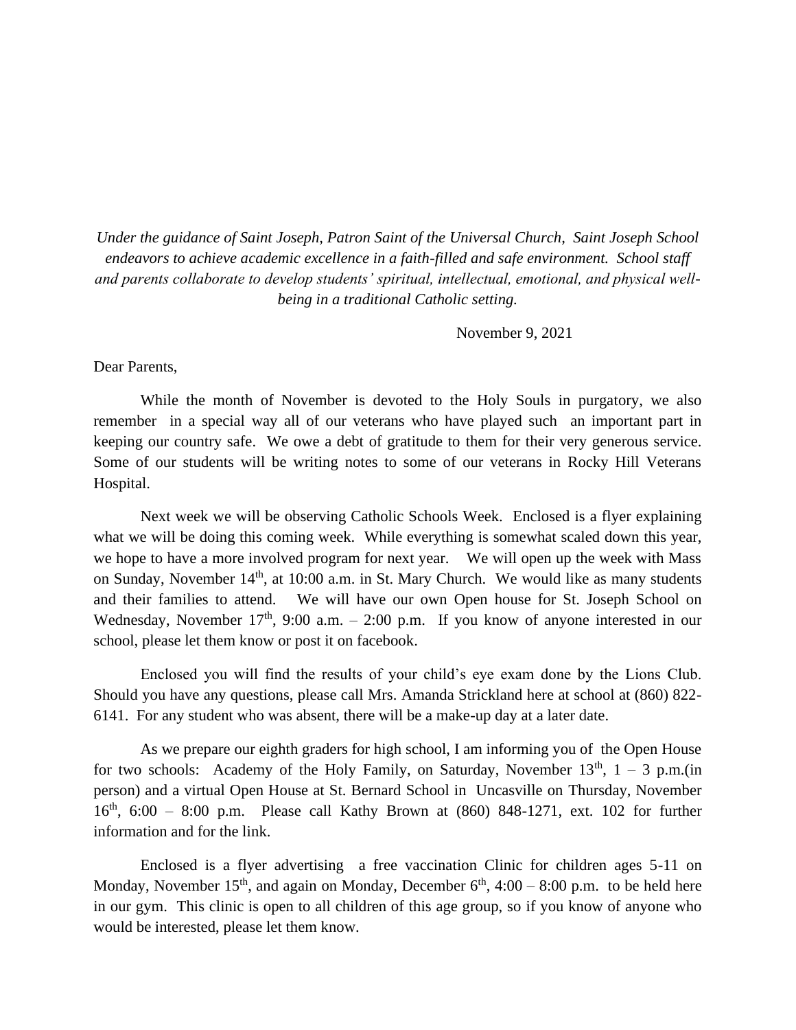*Under the guidance of Saint Joseph, Patron Saint of the Universal Church, Saint Joseph School endeavors to achieve academic excellence in a faith-filled and safe environment. School staff and parents collaborate to develop students' spiritual, intellectual, emotional, and physical well-being in a traditional Catholic setting.*

November 9, 2021

Dear Parents,

While the month of November is devoted to the Holy Souls in purgatory, we also remember in a special way all of our veterans who have played such an important part in keeping our country safe. We owe a debt of gratitude to them for their very generous service. Some of our students will be writing notes to some of our veterans in Rocky Hill Veterans Hospital.

Next week we will be observing Catholic Schools Week. Enclosed is a flyer explaining what we will be doing this coming week. While everything is somewhat scaled down this year, we hope to have a more involved program for next year. We will open up the week with Mass on Sunday, November 14th, at 10:00 a.m. in St. Mary Church. We would like as many students and their families to attend. We will have our own Open house for St. Joseph School on Wednesday, November 17th, 9:00 a.m. – 2:00 p.m. If you know of anyone interested in our school, please let them know or post it on facebook.

Enclosed you will find the results of your child's eye exam done by the Lions Club. Should you have any questions, please call Mrs. Amanda Strickland here at school at (860) 822-6141. For any student who was absent, there will be a make-up day at a later date.

As we prepare our eighth graders for high school, I am informing you of the Open House for two schools: Academy of the Holy Family, on Saturday, November 13th, 1 – 3 p.m.(in person) and a virtual Open House at St. Bernard School in Uncasville on Thursday, November 16th, 6:00 – 8:00 p.m. Please call Kathy Brown at (860) 848-1271, ext. 102 for further information and for the link.

Enclosed is a flyer advertising a free vaccination Clinic for children ages 5-11 on Monday, November 15th, and again on Monday, December 6th, 4:00 – 8:00 p.m. to be held here in our gym. This clinic is open to all children of this age group, so if you know of anyone who would be interested, please let them know.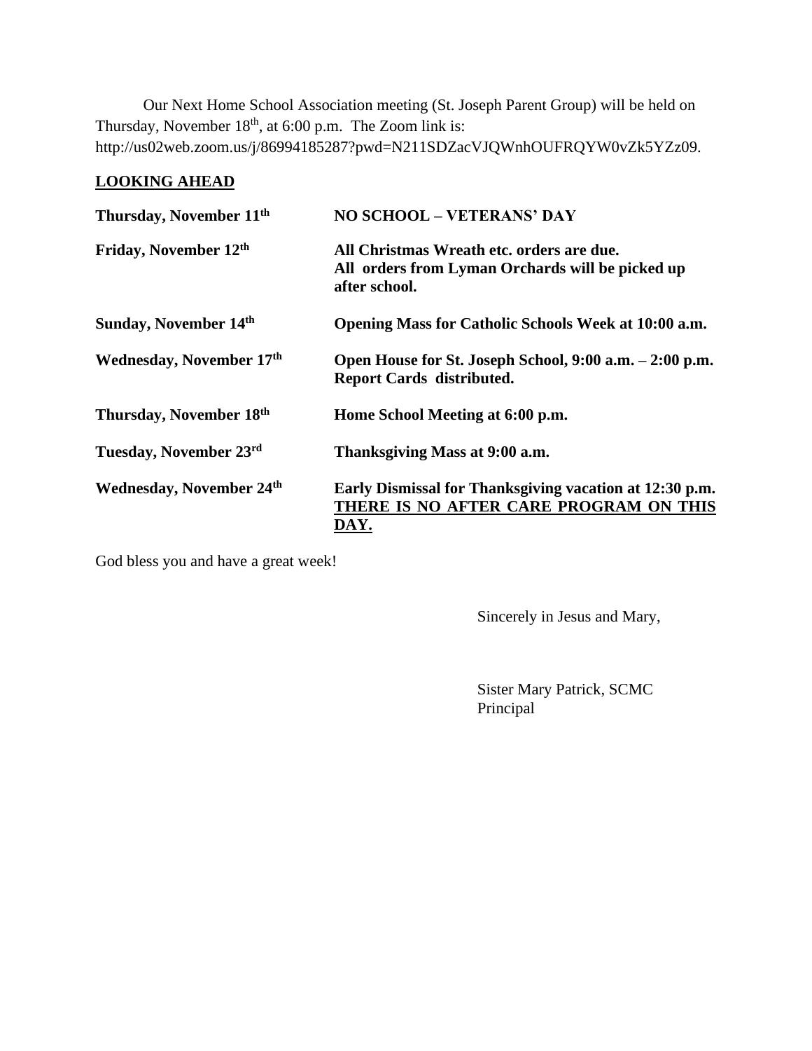Our Next Home School Association meeting (St. Joseph Parent Group) will be held on Thursday, November 18th, at 6:00 p.m. The Zoom link is: http://us02web.zoom.us/j/86994185287?pwd=N211SDZacVJQWnhOUFRQYW0vZk5YZz09.

**LOOKING AHEAD**

| | |
|---|---|
| **Thursday, November 11th** | **NO SCHOOL – VETERANS' DAY** |
| **Friday, November 12th** | **All Christmas Wreath etc. orders are due. All orders from Lyman Orchards will be picked up after school.** |
| **Sunday, November 14th** | **Opening Mass for Catholic Schools Week at 10:00 a.m.** |
| **Wednesday, November 17th** | **Open House for St. Joseph School, 9:00 a.m. – 2:00 p.m. Report Cards distributed.** |
| **Thursday, November 18th** | **Home School Meeting at 6:00 p.m.** |
| **Tuesday, November 23rd** | **Thanksgiving Mass at 9:00 a.m.** |
| **Wednesday, November 24th** | **Early Dismissal for Thanksgiving vacation at 12:30 p.m. THERE IS NO AFTER CARE PROGRAM ON THIS DAY.** |

God bless you and have a great week!

Sincerely in Jesus and Mary,

Sister Mary Patrick, SCMC
Principal